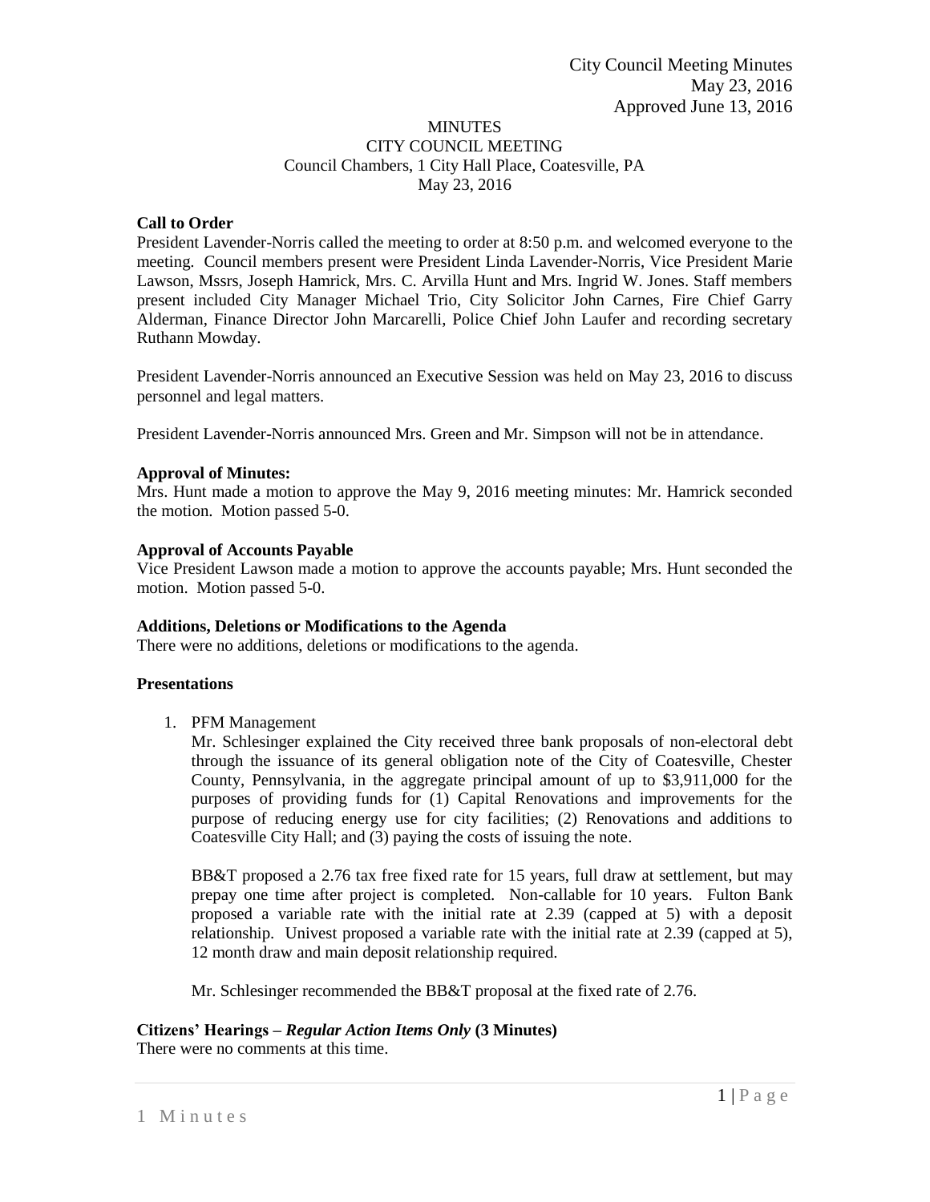City Council Meeting Minutes
May 23, 2016
Approved June 13, 2016

# MINUTES
## CITY COUNCIL MEETING
Council Chambers, 1 City Hall Place, Coatesville, PA
May 23, 2016

**Call to Order**
President Lavender-Norris called the meeting to order at 8:50 p.m. and welcomed everyone to the meeting. Council members present were President Linda Lavender-Norris, Vice President Marie Lawson, Mssrs, Joseph Hamrick, Mrs. C. Arvilla Hunt and Mrs. Ingrid W. Jones. Staff members present included City Manager Michael Trio, City Solicitor John Carnes, Fire Chief Garry Alderman, Finance Director John Marcarelli, Police Chief John Laufer and recording secretary Ruthann Mowday.

President Lavender-Norris announced an Executive Session was held on May 23, 2016 to discuss personnel and legal matters.

President Lavender-Norris announced Mrs. Green and Mr. Simpson will not be in attendance.

**Approval of Minutes:**
Mrs. Hunt made a motion to approve the May 9, 2016 meeting minutes: Mr. Hamrick seconded the motion. Motion passed 5-0.

**Approval of Accounts Payable**
Vice President Lawson made a motion to approve the accounts payable; Mrs. Hunt seconded the motion. Motion passed 5-0.

**Additions, Deletions or Modifications to the Agenda**
There were no additions, deletions or modifications to the agenda.

**Presentations**

1. PFM Management
   Mr. Schlesinger explained the City received three bank proposals of non-electoral debt through the issuance of its general obligation note of the City of Coatesville, Chester County, Pennsylvania, in the aggregate principal amount of up to $3,911,000 for the purposes of providing funds for (1) Capital Renovations and improvements for the purpose of reducing energy use for city facilities; (2) Renovations and additions to Coatesville City Hall; and (3) paying the costs of issuing the note.

   BB&T proposed a 2.76 tax free fixed rate for 15 years, full draw at settlement, but may prepay one time after project is completed. Non-callable for 10 years. Fulton Bank proposed a variable rate with the initial rate at 2.39 (capped at 5) with a deposit relationship. Univest proposed a variable rate with the initial rate at 2.39 (capped at 5), 12 month draw and main deposit relationship required.

   Mr. Schlesinger recommended the BB&T proposal at the fixed rate of 2.76.

**Citizens' Hearings – *Regular Action Items Only* (3 Minutes)**
There were no comments at this time.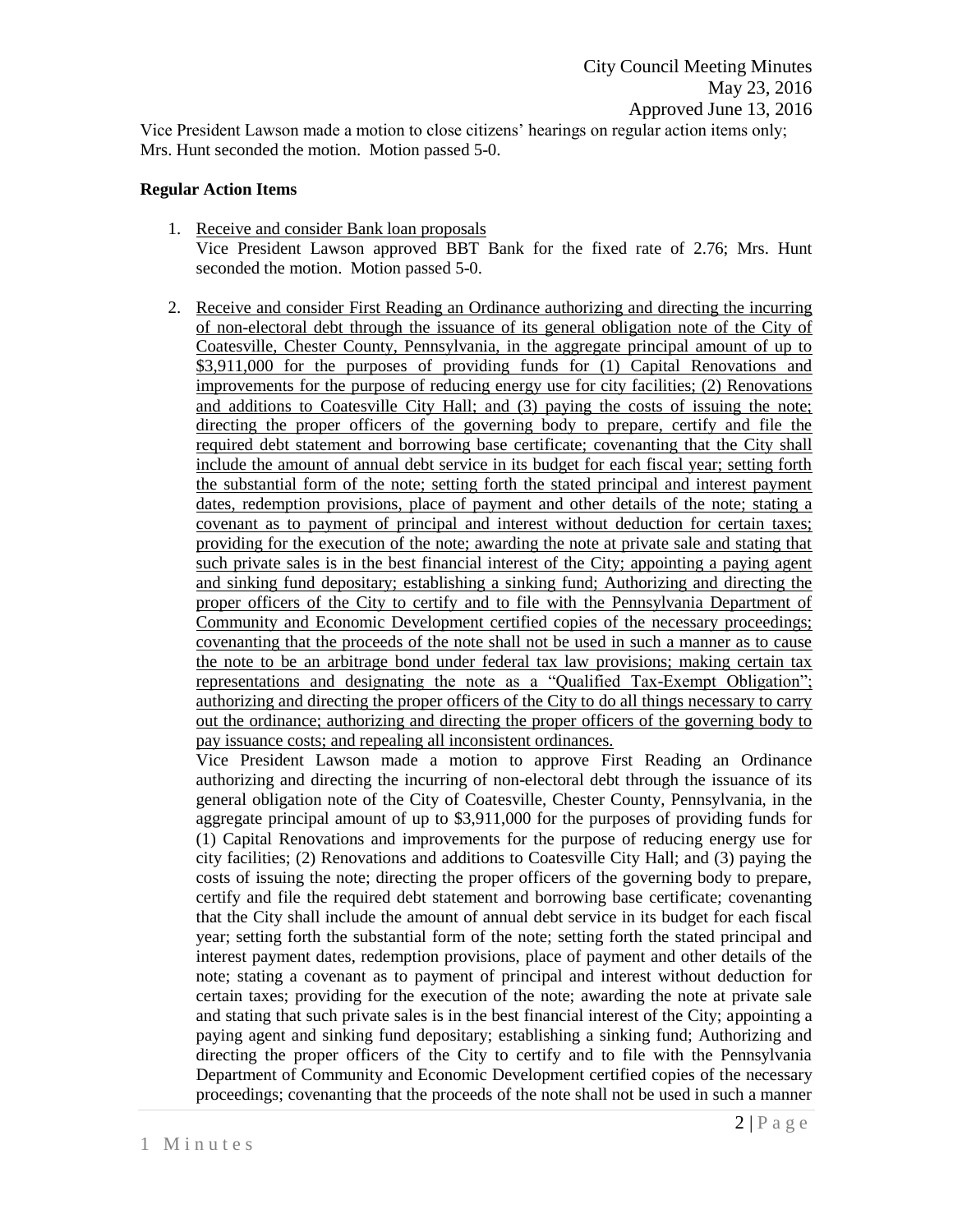Vice President Lawson made a motion to close citizens' hearings on regular action items only; Mrs. Hunt seconded the motion. Motion passed 5-0.

**Regular Action Items**

1. <u>Receive and consider Bank loan proposals</u>
   Vice President Lawson approved BBT Bank for the fixed rate of 2.76; Mrs. Hunt seconded the motion. Motion passed 5-0.

2. <u>Receive and consider First Reading an Ordinance authorizing and directing the incurring of non-electoral debt through the issuance of its general obligation note of the City of Coatesville, Chester County, Pennsylvania, in the aggregate principal amount of up to $3,911,000 for the purposes of providing funds for (1) Capital Renovations and improvements for the purpose of reducing energy use for city facilities; (2) Renovations and additions to Coatesville City Hall; and (3) paying the costs of issuing the note; directing the proper officers of the governing body to prepare, certify and file the required debt statement and borrowing base certificate; covenanting that the City shall include the amount of annual debt service in its budget for each fiscal year; setting forth the substantial form of the note; setting forth the stated principal and interest payment dates, redemption provisions, place of payment and other details of the note; stating a covenant as to payment of principal and interest without deduction for certain taxes; providing for the execution of the note; awarding the note at private sale and stating that such private sales is in the best financial interest of the City; appointing a paying agent and sinking fund depositary; establishing a sinking fund; Authorizing and directing the proper officers of the City to certify and to file with the Pennsylvania Department of Community and Economic Development certified copies of the necessary proceedings; covenanting that the proceeds of the note shall not be used in such a manner as to cause the note to be an arbitrage bond under federal tax law provisions; making certain tax representations and designating the note as a "Qualified Tax-Exempt Obligation"; authorizing and directing the proper officers of the City to do all things necessary to carry out the ordinance; authorizing and directing the proper officers of the governing body to pay issuance costs; and repealing all inconsistent ordinances.</u>
   Vice President Lawson made a motion to approve First Reading an Ordinance authorizing and directing the incurring of non-electoral debt through the issuance of its general obligation note of the City of Coatesville, Chester County, Pennsylvania, in the aggregate principal amount of up to $3,911,000 for the purposes of providing funds for (1) Capital Renovations and improvements for the purpose of reducing energy use for city facilities; (2) Renovations and additions to Coatesville City Hall; and (3) paying the costs of issuing the note; directing the proper officers of the governing body to prepare, certify and file the required debt statement and borrowing base certificate; covenanting that the City shall include the amount of annual debt service in its budget for each fiscal year; setting forth the substantial form of the note; setting forth the stated principal and interest payment dates, redemption provisions, place of payment and other details of the note; stating a covenant as to payment of principal and interest without deduction for certain taxes; providing for the execution of the note; awarding the note at private sale and stating that such private sales is in the best financial interest of the City; appointing a paying agent and sinking fund depositary; establishing a sinking fund; Authorizing and directing the proper officers of the City to certify and to file with the Pennsylvania Department of Community and Economic Development certified copies of the necessary proceedings; covenanting that the proceeds of the note shall not be used in such a manner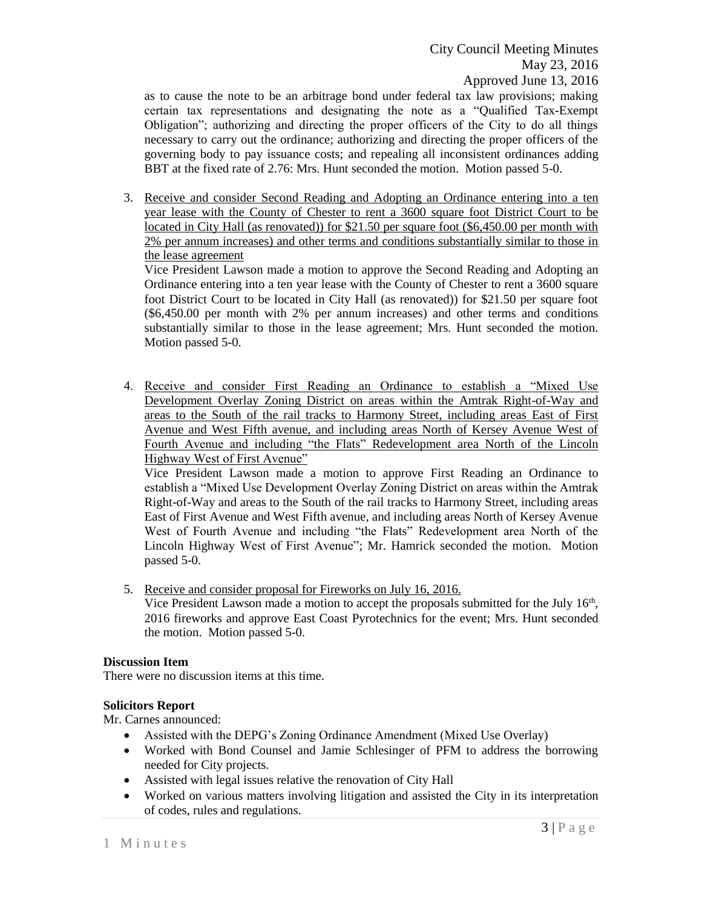as to cause the note to be an arbitrage bond under federal tax law provisions; making certain tax representations and designating the note as a "Qualified Tax-Exempt Obligation"; authorizing and directing the proper officers of the City to do all things necessary to carry out the ordinance; authorizing and directing the proper officers of the governing body to pay issuance costs; and repealing all inconsistent ordinances adding BBT at the fixed rate of 2.76: Mrs. Hunt seconded the motion. Motion passed 5-0.

3. <u>Receive and consider Second Reading and Adopting an Ordinance entering into a ten year lease with the County of Chester to rent a 3600 square foot District Court to be located in City Hall (as renovated)) for $21.50 per square foot ($6,450.00 per month with 2% per annum increases) and other terms and conditions substantially similar to those in the lease agreement</u>
   Vice President Lawson made a motion to approve the Second Reading and Adopting an Ordinance entering into a ten year lease with the County of Chester to rent a 3600 square foot District Court to be located in City Hall (as renovated)) for $21.50 per square foot ($6,450.00 per month with 2% per annum increases) and other terms and conditions substantially similar to those in the lease agreement; Mrs. Hunt seconded the motion. Motion passed 5-0.

4. <u>Receive and consider First Reading an Ordinance to establish a "Mixed Use Development Overlay Zoning District on areas within the Amtrak Right-of-Way and areas to the South of the rail tracks to Harmony Street, including areas East of First Avenue and West Fifth avenue, and including areas North of Kersey Avenue West of Fourth Avenue and including "the Flats" Redevelopment area North of the Lincoln Highway West of First Avenue"</u>
   Vice President Lawson made a motion to approve First Reading an Ordinance to establish a "Mixed Use Development Overlay Zoning District on areas within the Amtrak Right-of-Way and areas to the South of the rail tracks to Harmony Street, including areas East of First Avenue and West Fifth avenue, and including areas North of Kersey Avenue West of Fourth Avenue and including "the Flats" Redevelopment area North of the Lincoln Highway West of First Avenue"; Mr. Hamrick seconded the motion. Motion passed 5-0.

5. <u>Receive and consider proposal for Fireworks on July 16, 2016.</u>
   Vice President Lawson made a motion to accept the proposals submitted for the July 16th, 2016 fireworks and approve East Coast Pyrotechnics for the event; Mrs. Hunt seconded the motion. Motion passed 5-0.

**Discussion Item**

There were no discussion items at this time.

**Solicitors Report**

Mr. Carnes announced:

- Assisted with the DEPG's Zoning Ordinance Amendment (Mixed Use Overlay)
- Worked with Bond Counsel and Jamie Schlesinger of PFM to address the borrowing needed for City projects.
- Assisted with legal issues relative the renovation of City Hall
- Worked on various matters involving litigation and assisted the City in its interpretation of codes, rules and regulations.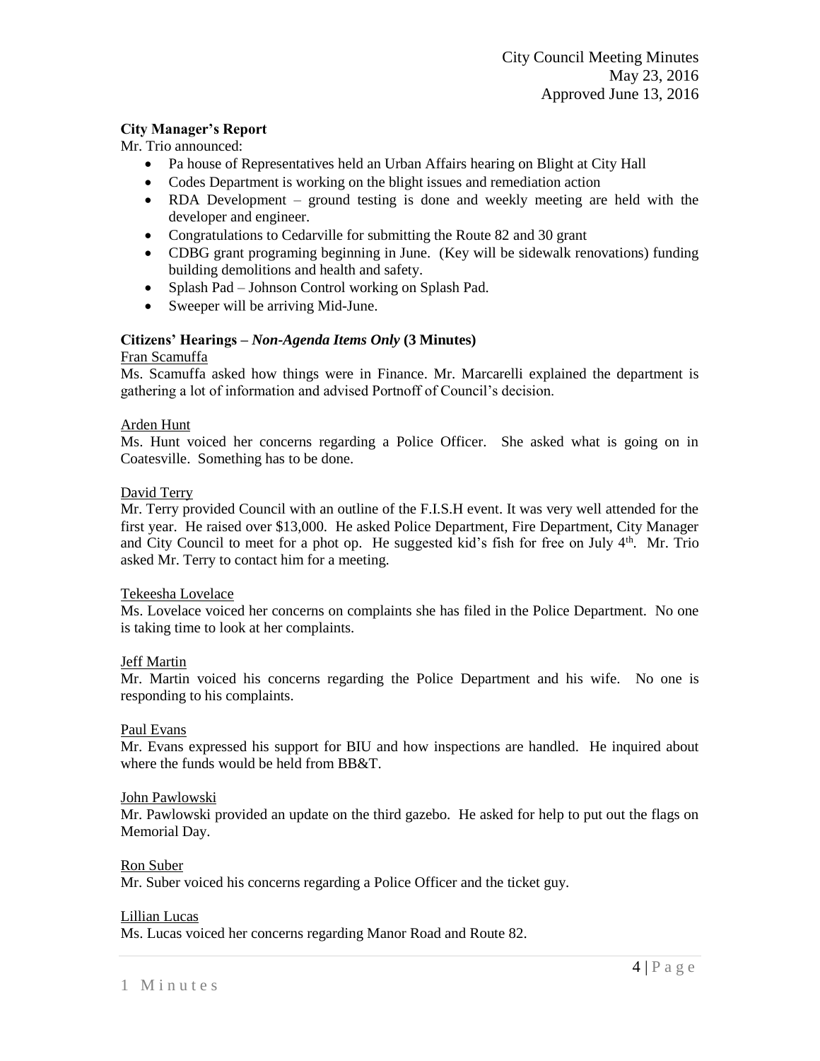**City Manager's Report**

Mr. Trio announced:

- Pa house of Representatives held an Urban Affairs hearing on Blight at City Hall
- Codes Department is working on the blight issues and remediation action
- RDA Development – ground testing is done and weekly meeting are held with the developer and engineer.
- Congratulations to Cedarville for submitting the Route 82 and 30 grant
- CDBG grant programing beginning in June. (Key will be sidewalk renovations) funding building demolitions and health and safety.
- Splash Pad – Johnson Control working on Splash Pad.
- Sweeper will be arriving Mid-June.

**Citizens' Hearings –** ***Non-Agenda Items Only*** **(3 Minutes)**

Fran Scamuffa

Ms. Scamuffa asked how things were in Finance. Mr. Marcarelli explained the department is gathering a lot of information and advised Portnoff of Council's decision.

Arden Hunt

Ms. Hunt voiced her concerns regarding a Police Officer. She asked what is going on in Coatesville. Something has to be done.

David Terry

Mr. Terry provided Council with an outline of the F.I.S.H event. It was very well attended for the first year. He raised over $13,000. He asked Police Department, Fire Department, City Manager and City Council to meet for a phot op. He suggested kid's fish for free on July 4th. Mr. Trio asked Mr. Terry to contact him for a meeting.

Tekeesha Lovelace

Ms. Lovelace voiced her concerns on complaints she has filed in the Police Department. No one is taking time to look at her complaints.

Jeff Martin

Mr. Martin voiced his concerns regarding the Police Department and his wife. No one is responding to his complaints.

Paul Evans

Mr. Evans expressed his support for BIU and how inspections are handled. He inquired about where the funds would be held from BB&T.

John Pawlowski

Mr. Pawlowski provided an update on the third gazebo. He asked for help to put out the flags on Memorial Day.

Ron Suber

Mr. Suber voiced his concerns regarding a Police Officer and the ticket guy.

Lillian Lucas

Ms. Lucas voiced her concerns regarding Manor Road and Route 82.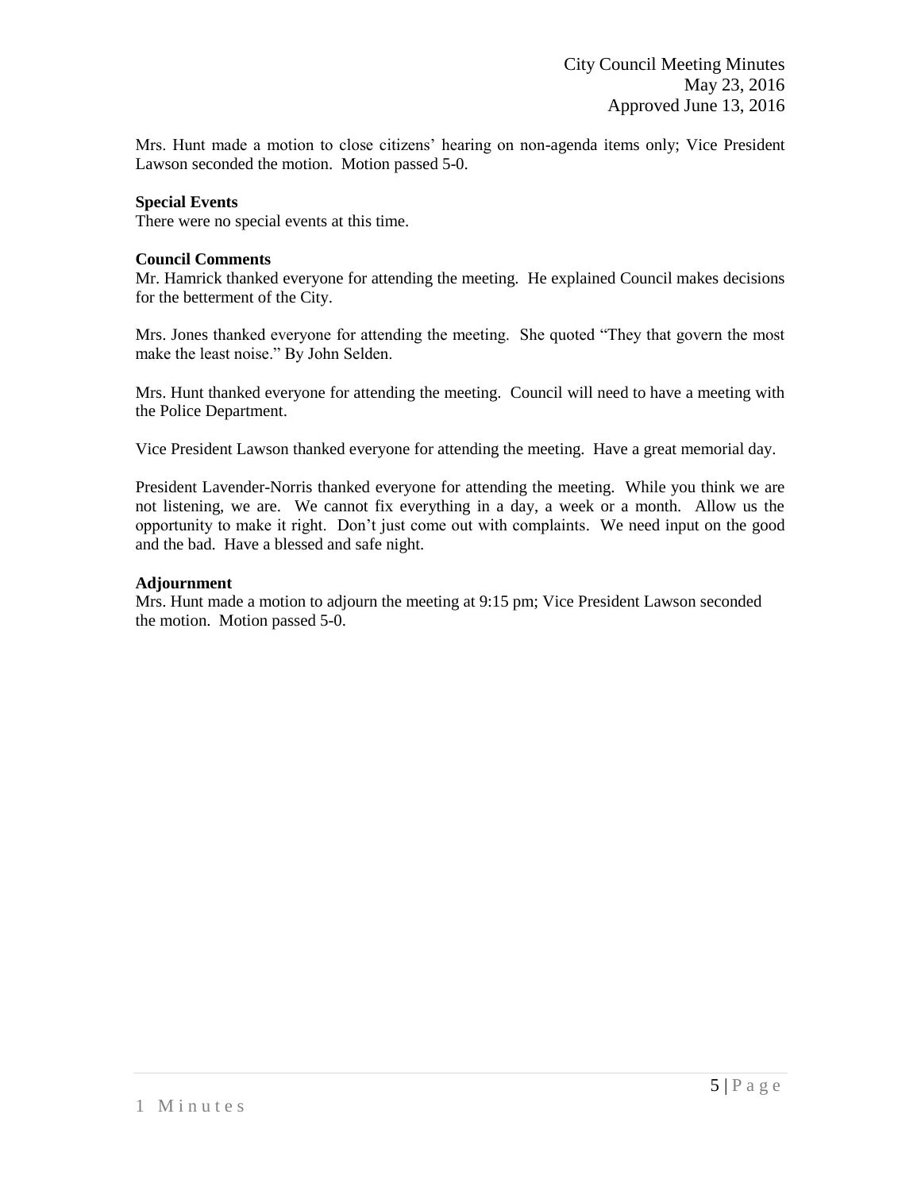Mrs. Hunt made a motion to close citizens' hearing on non-agenda items only; Vice President Lawson seconded the motion. Motion passed 5-0.

**Special Events**
There were no special events at this time.

**Council Comments**
Mr. Hamrick thanked everyone for attending the meeting. He explained Council makes decisions for the betterment of the City.

Mrs. Jones thanked everyone for attending the meeting. She quoted "They that govern the most make the least noise." By John Selden.

Mrs. Hunt thanked everyone for attending the meeting. Council will need to have a meeting with the Police Department.

Vice President Lawson thanked everyone for attending the meeting. Have a great memorial day.

President Lavender-Norris thanked everyone for attending the meeting. While you think we are not listening, we are. We cannot fix everything in a day, a week or a month. Allow us the opportunity to make it right. Don't just come out with complaints. We need input on the good and the bad. Have a blessed and safe night.

**Adjournment**
Mrs. Hunt made a motion to adjourn the meeting at 9:15 pm; Vice President Lawson seconded the motion. Motion passed 5-0.